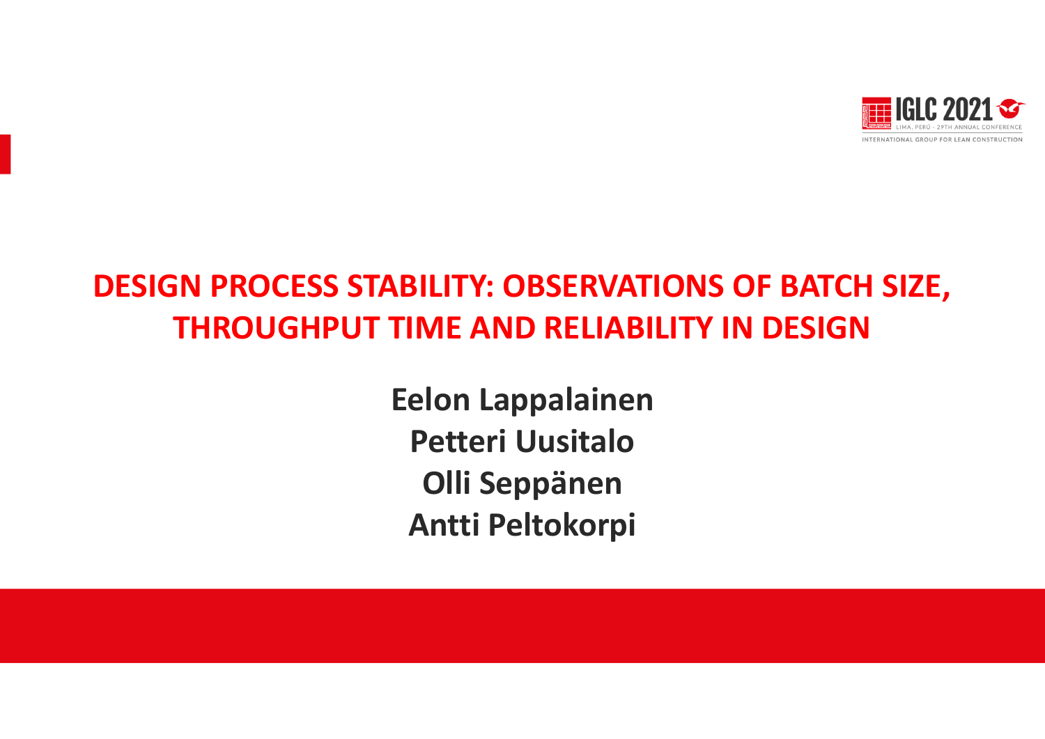# DESIGN PROCESS STABILITY: OBSERVATIONS OF BATCH SIZE, THROUGHPUT TIME AND RELIABILITY IN DESIGN

**Eelon Lappalainen**
**Petteri Uusitalo**
**Olli Seppänen**
**Antti Peltokorpi**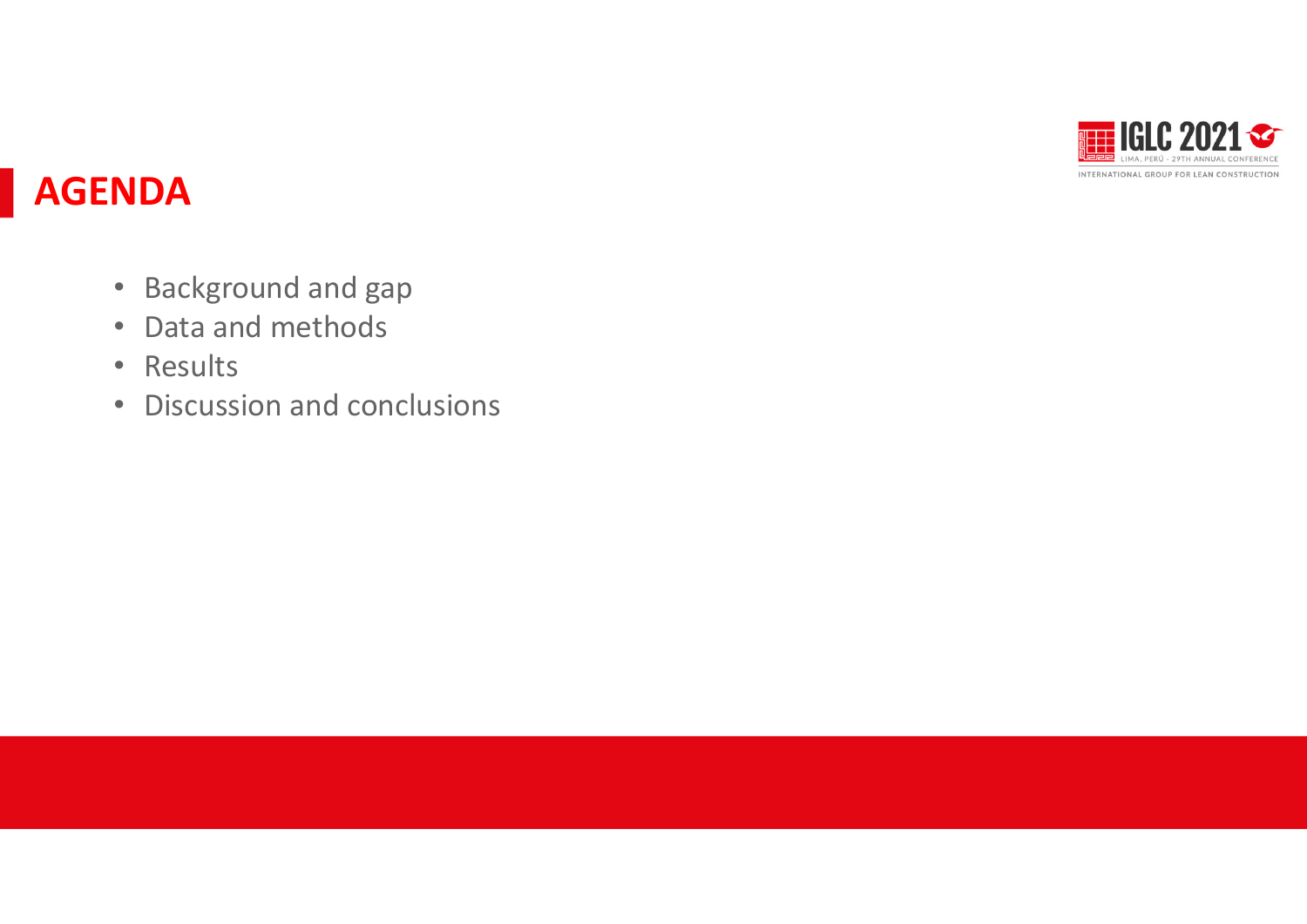# AGENDA

- Background and gap
- Data and methods
- Results
- Discussion and conclusions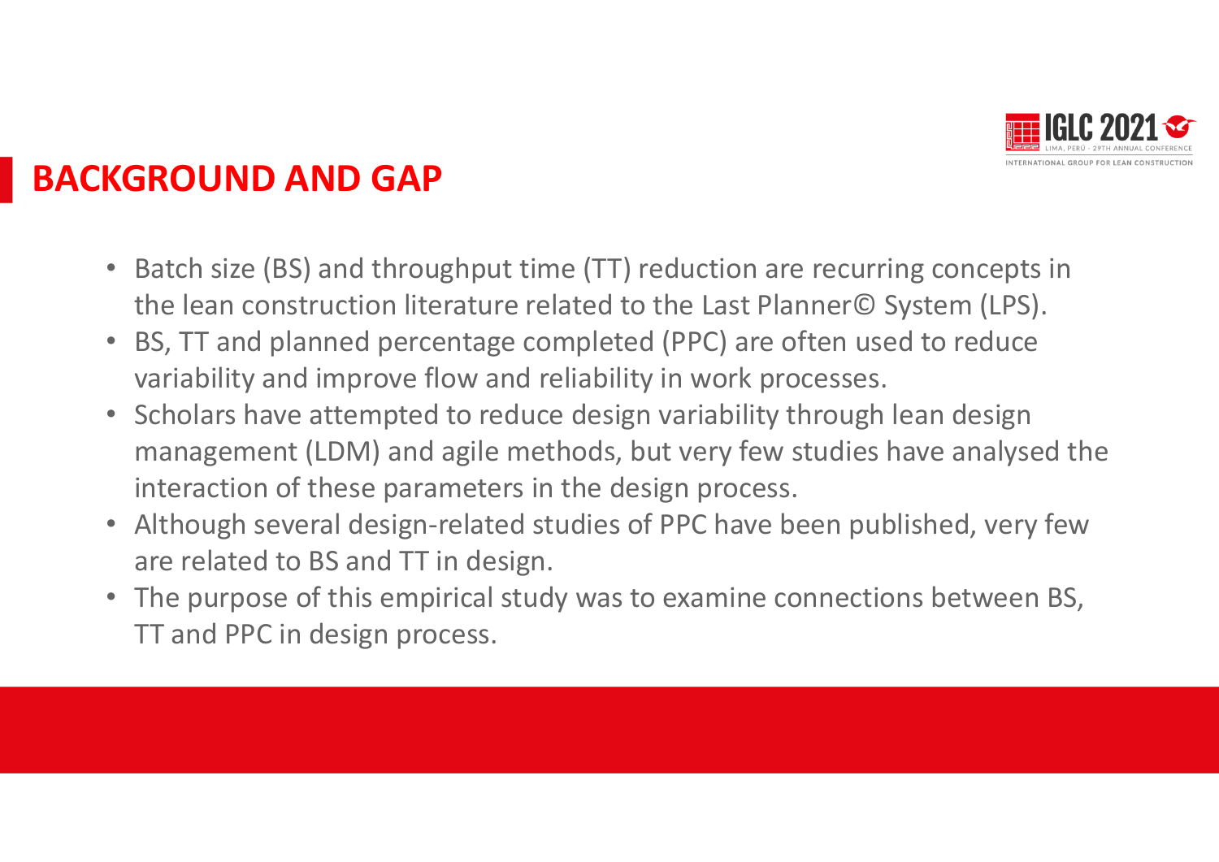# BACKGROUND AND GAP

- Batch size (BS) and throughput time (TT) reduction are recurring concepts in the lean construction literature related to the Last Planner© System (LPS).
- BS, TT and planned percentage completed (PPC) are often used to reduce variability and improve flow and reliability in work processes.
- Scholars have attempted to reduce design variability through lean design management (LDM) and agile methods, but very few studies have analysed the interaction of these parameters in the design process.
- Although several design-related studies of PPC have been published, very few are related to BS and TT in design.
- The purpose of this empirical study was to examine connections between BS, TT and PPC in design process.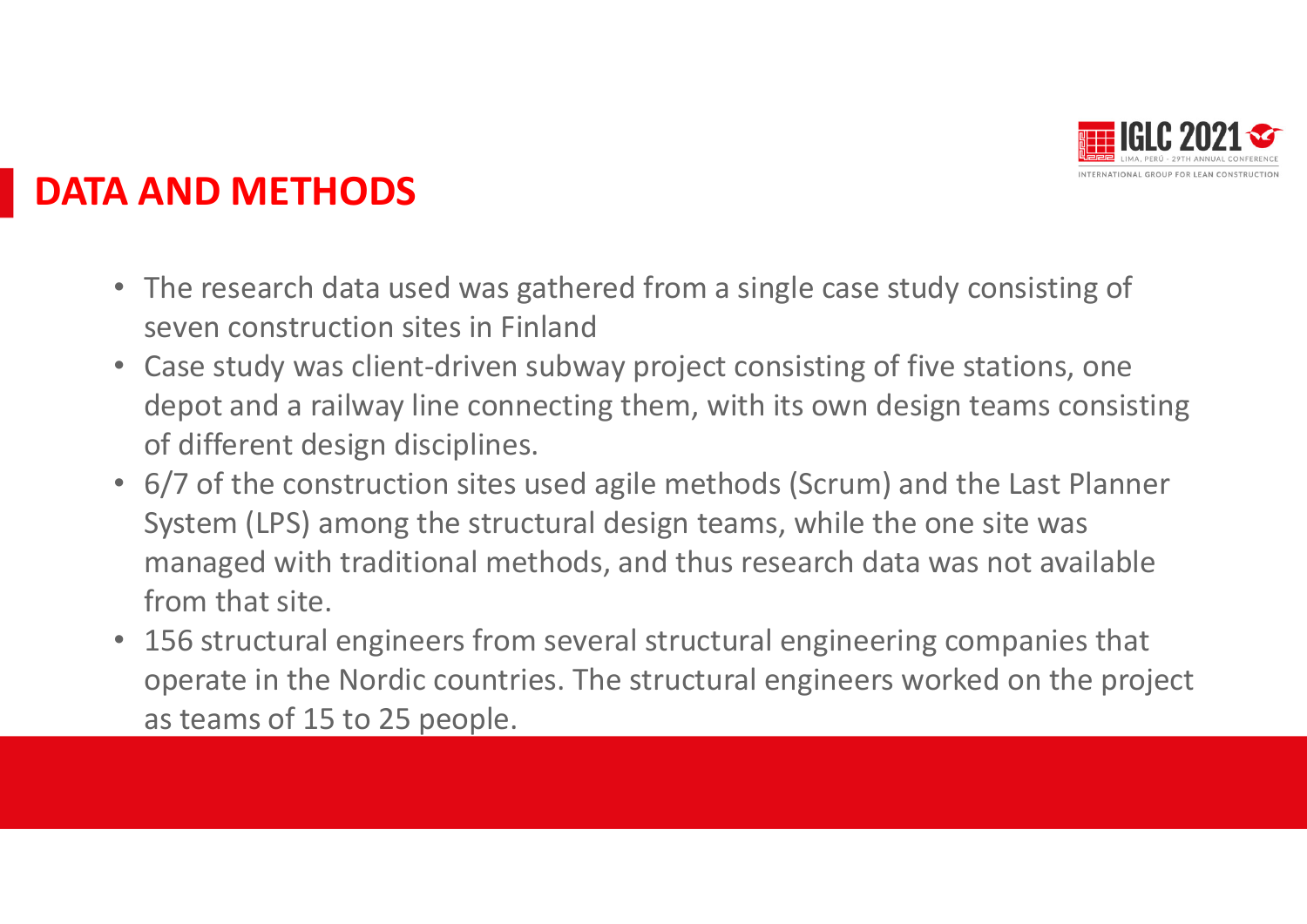## DATA AND METHODS

- The research data used was gathered from a single case study consisting of seven construction sites in Finland
- Case study was client-driven subway project consisting of five stations, one depot and a railway line connecting them, with its own design teams consisting of different design disciplines.
- 6/7 of the construction sites used agile methods (Scrum) and the Last Planner System (LPS) among the structural design teams, while the one site was managed with traditional methods, and thus research data was not available from that site.
- 156 structural engineers from several structural engineering companies that operate in the Nordic countries. The structural engineers worked on the project as teams of 15 to 25 people.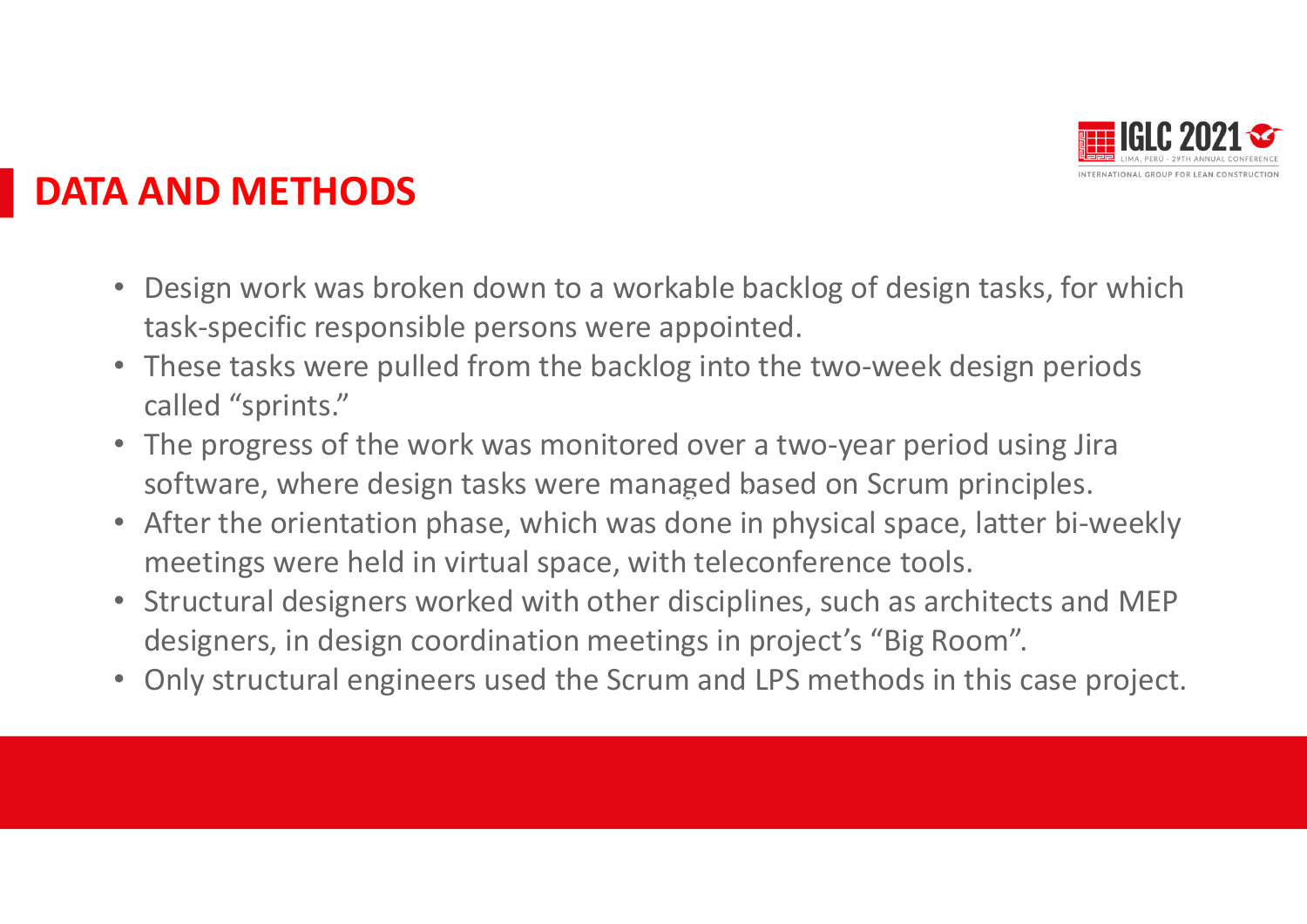# DATA AND METHODS

- Design work was broken down to a workable backlog of design tasks, for which task-specific responsible persons were appointed.
- These tasks were pulled from the backlog into the two-week design periods called “sprints.”
- The progress of the work was monitored over a two-year period using Jira software, where design tasks were managed based on Scrum principles.
- After the orientation phase, which was done in physical space, latter bi-weekly meetings were held in virtual space, with teleconference tools.
- Structural designers worked with other disciplines, such as architects and MEP designers, in design coordination meetings in project’s “Big Room”.
- Only structural engineers used the Scrum and LPS methods in this case project.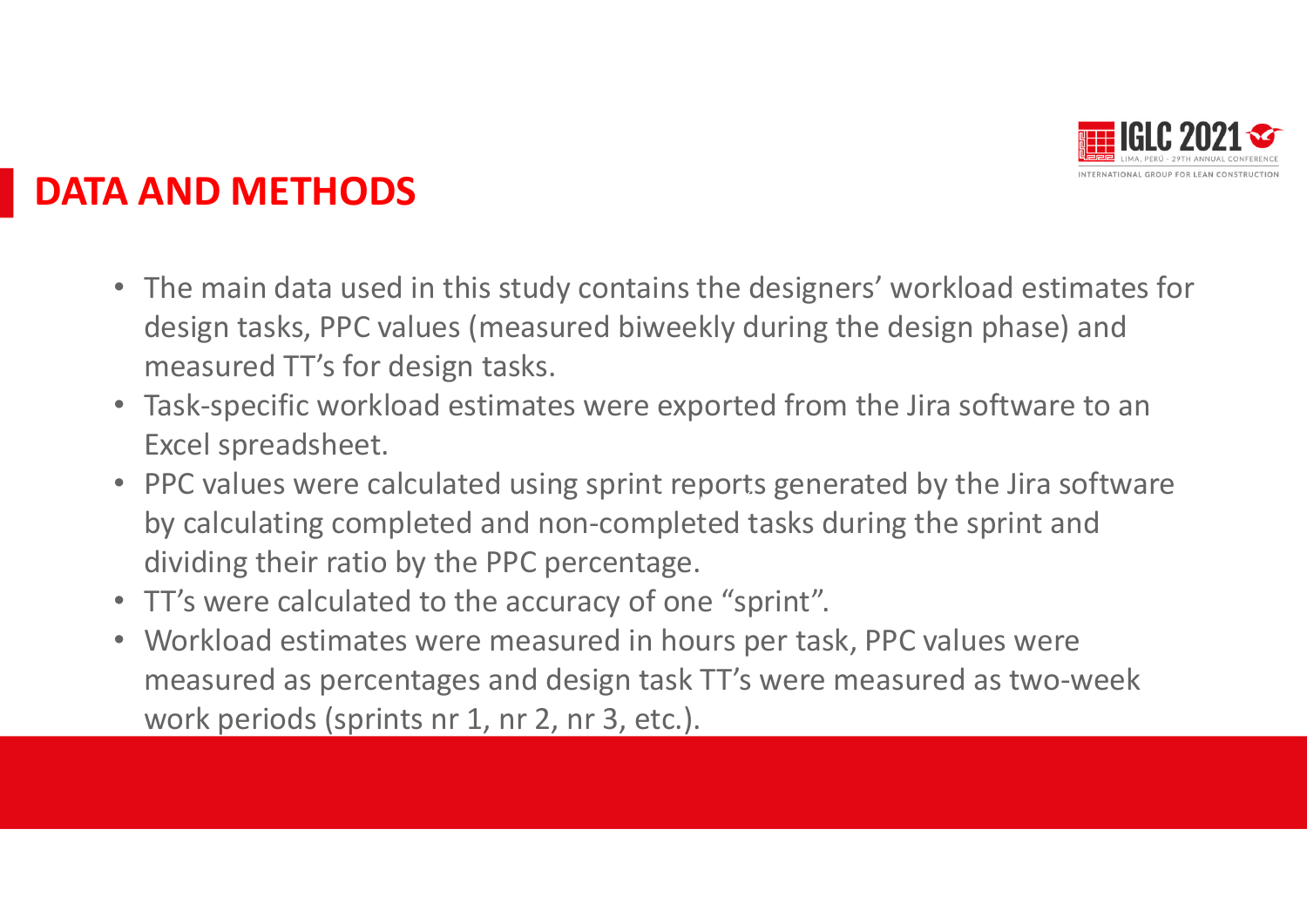## DATA AND METHODS

- The main data used in this study contains the designers' workload estimates for design tasks, PPC values (measured biweekly during the design phase) and measured TT's for design tasks.
- Task-specific workload estimates were exported from the Jira software to an Excel spreadsheet.
- PPC values were calculated using sprint reports generated by the Jira software by calculating completed and non-completed tasks during the sprint and dividing their ratio by the PPC percentage.
- TT's were calculated to the accuracy of one "sprint".
- Workload estimates were measured in hours per task, PPC values were measured as percentages and design task TT's were measured as two-week work periods (sprints nr 1, nr 2, nr 3, etc.).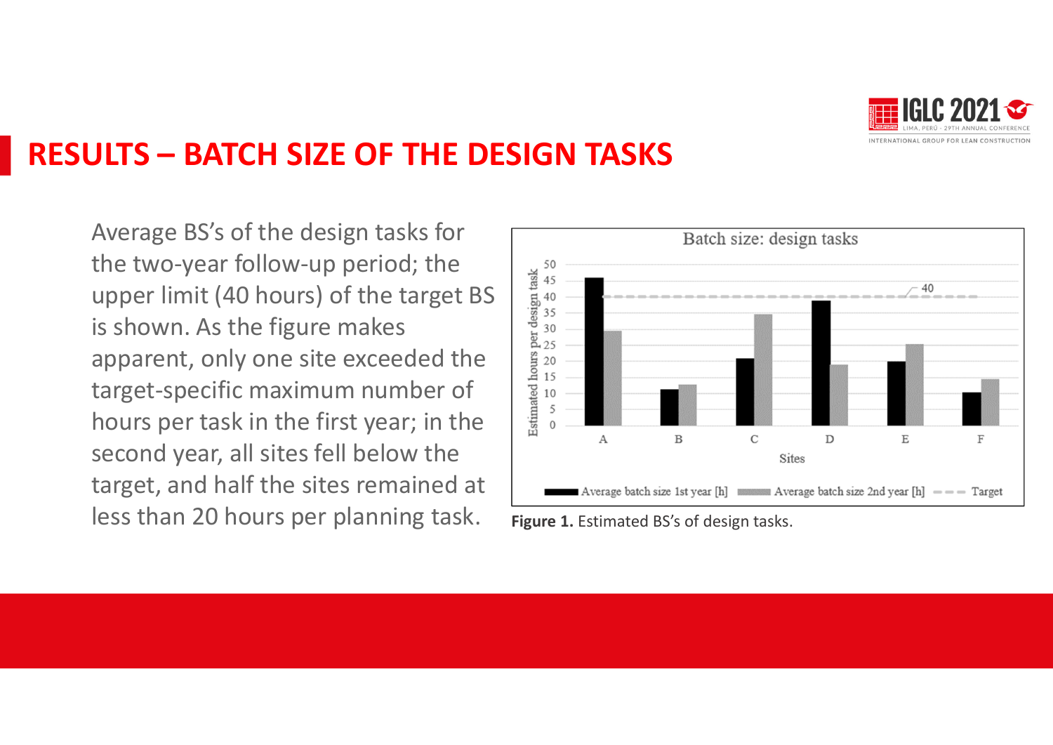# RESULTS – BATCH SIZE OF THE DESIGN TASKS

Average BS's of the design tasks for the two-year follow-up period; the upper limit (40 hours) of the target BS is shown. As the figure makes apparent, only one site exceeded the target-specific maximum number of hours per task in the first year; in the second year, all sites fell below the target, and half the sites remained at less than 20 hours per planning task.

**Figure 1.** Estimated BS's of design tasks.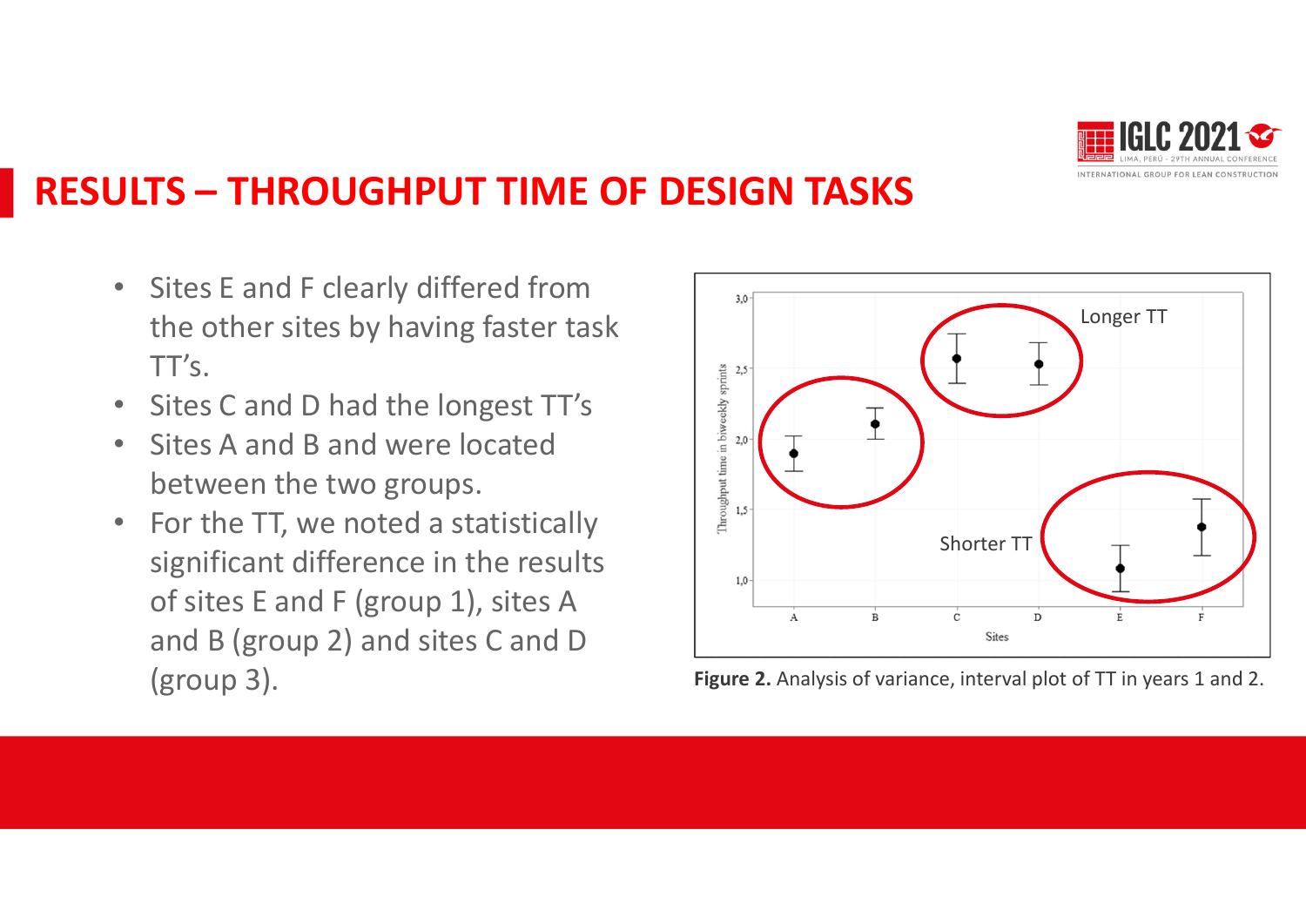# RESULTS – THROUGHPUT TIME OF DESIGN TASKS

- Sites E and F clearly differed from the other sites by having faster task TT's.
- Sites C and D had the longest TT's
- Sites A and B and were located between the two groups.
- For the TT, we noted a statistically significant difference in the results of sites E and F (group 1), sites A and B (group 2) and sites C and D (group 3).

**Figure 2.** Analysis of variance, interval plot of TT in years 1 and 2.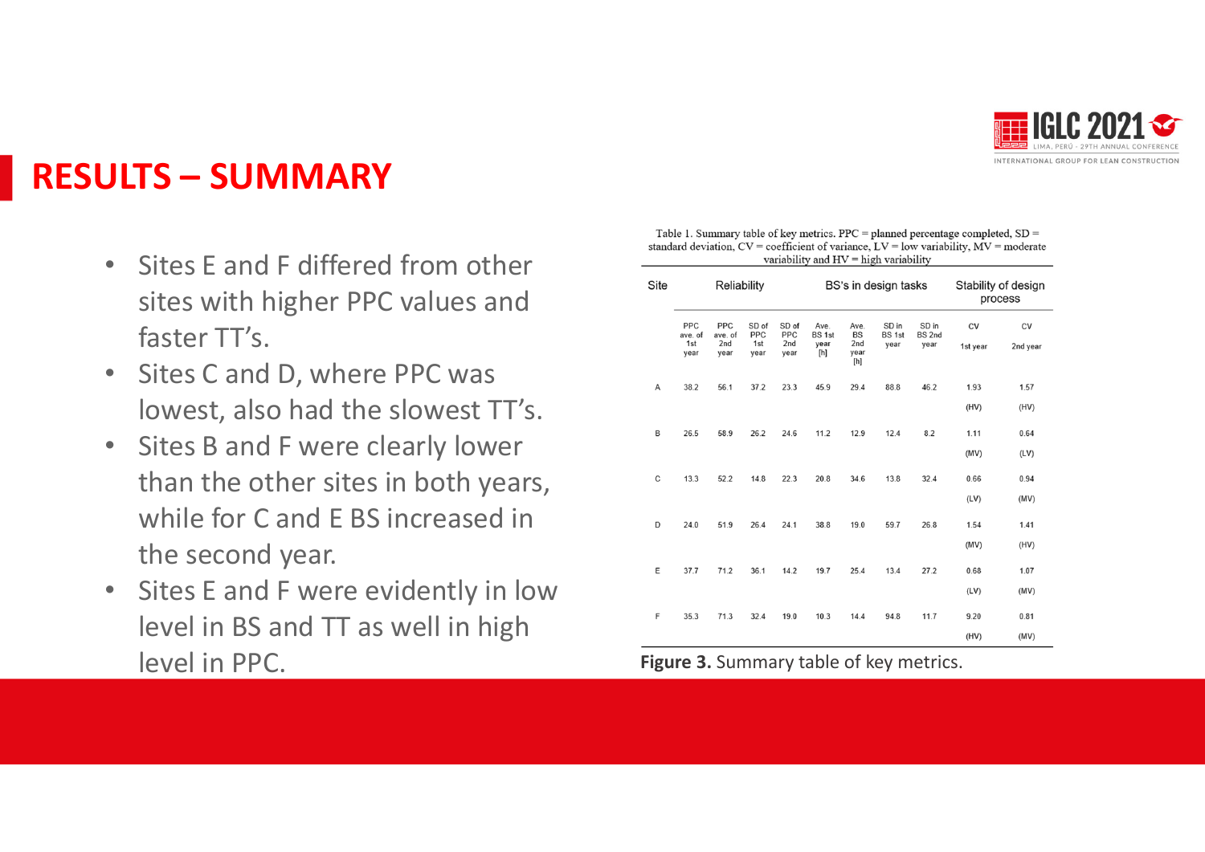## RESULTS – SUMMARY

- Sites E and F differed from other sites with higher PPC values and faster TT's.
- Sites C and D, where PPC was lowest, also had the slowest TT's.
- Sites B and F were clearly lower than the other sites in both years, while for C and E BS increased in the second year.
- Sites E and F were evidently in low level in BS and TT as well in high level in PPC.

Table 1. Summary table of key metrics. PPC = planned percentage completed, SD = standard deviation, CV = coefficient of variance, LV = low variability, MV = moderate variability and HV = high variability

| Site | Reliability | | | | BS's in design tasks | | | | Stability of design process | |
|---|---|---|---|---|---|---|---|---|---|---|
| | PPC ave. of 1st year | PPC ave. of 2nd year | SD of PPC 1st year | SD of PPC 2nd year | Ave. BS 1st year [h] | Ave. BS 2nd year [h] | SD in BS 1st year | SD in BS 2nd year | CV 1st year | CV 2nd year |
| A | 38.2 | 56.1 | 37.2 | 23.3 | 45.9 | 29.4 | 88.8 | 46.2 | 1.93 (HV) | 1.57 (HV) |
| B | 26.5 | 58.9 | 26.2 | 24.6 | 11.2 | 12.9 | 12.4 | 8.2 | 1.11 (MV) | 0.64 (LV) |
| C | 13.3 | 52.2 | 14.8 | 22.3 | 20.8 | 34.6 | 13.8 | 32.4 | 0.66 (LV) | 0.94 (MV) |
| D | 24.0 | 51.9 | 26.4 | 24.1 | 38.8 | 19.0 | 59.7 | 26.8 | 1.54 (MV) | 1.41 (HV) |
| E | 37.7 | 71.2 | 36.1 | 14.2 | 19.7 | 25.4 | 13.4 | 27.2 | 0.68 (LV) | 1.07 (MV) |
| F | 35.3 | 71.3 | 32.4 | 19.0 | 10.3 | 14.4 | 94.8 | 11.7 | 9.20 (HV) | 0.81 (MV) |

**Figure 3.** Summary table of key metrics.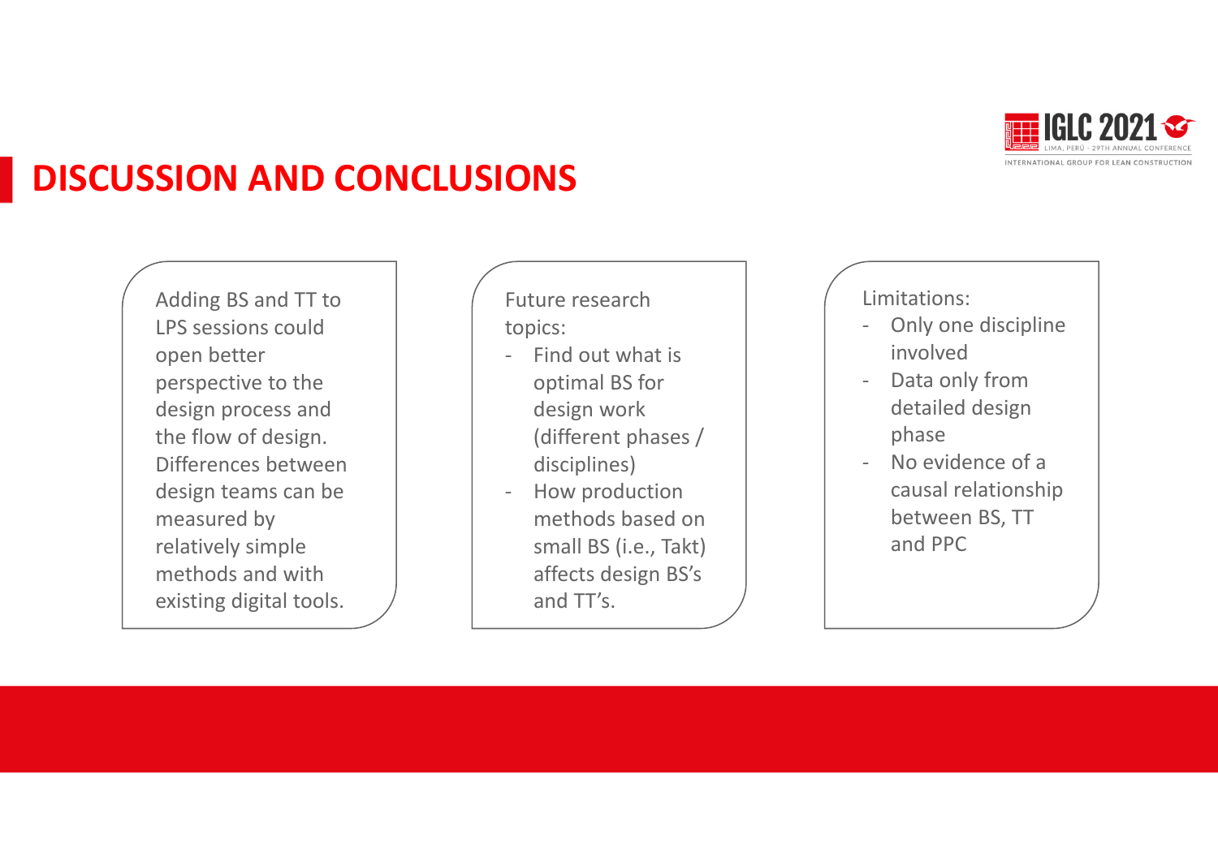# DISCUSSION AND CONCLUSIONS

Adding BS and TT to LPS sessions could open better perspective to the design process and the flow of design. Differences between design teams can be measured by relatively simple methods and with existing digital tools.

Future research topics:

- Find out what is optimal BS for design work (different phases / disciplines)
- How production methods based on small BS (i.e., Takt) affects design BS's and TT's.

Limitations:

- Only one discipline involved
- Data only from detailed design phase
- No evidence of a causal relationship between BS, TT and PPC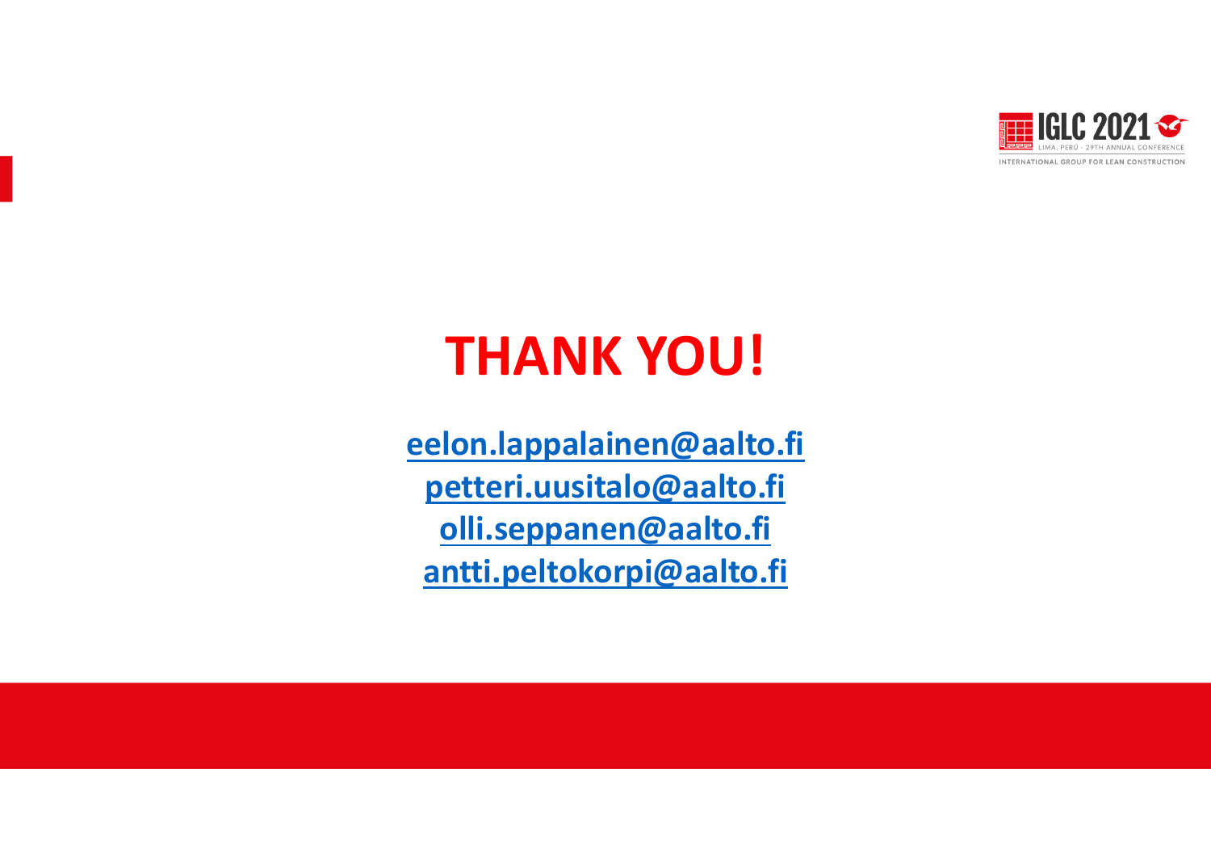# THANK YOU!

eelon.lappalainen@aalto.fi
petteri.uusitalo@aalto.fi
olli.seppanen@aalto.fi
antti.peltokorpi@aalto.fi